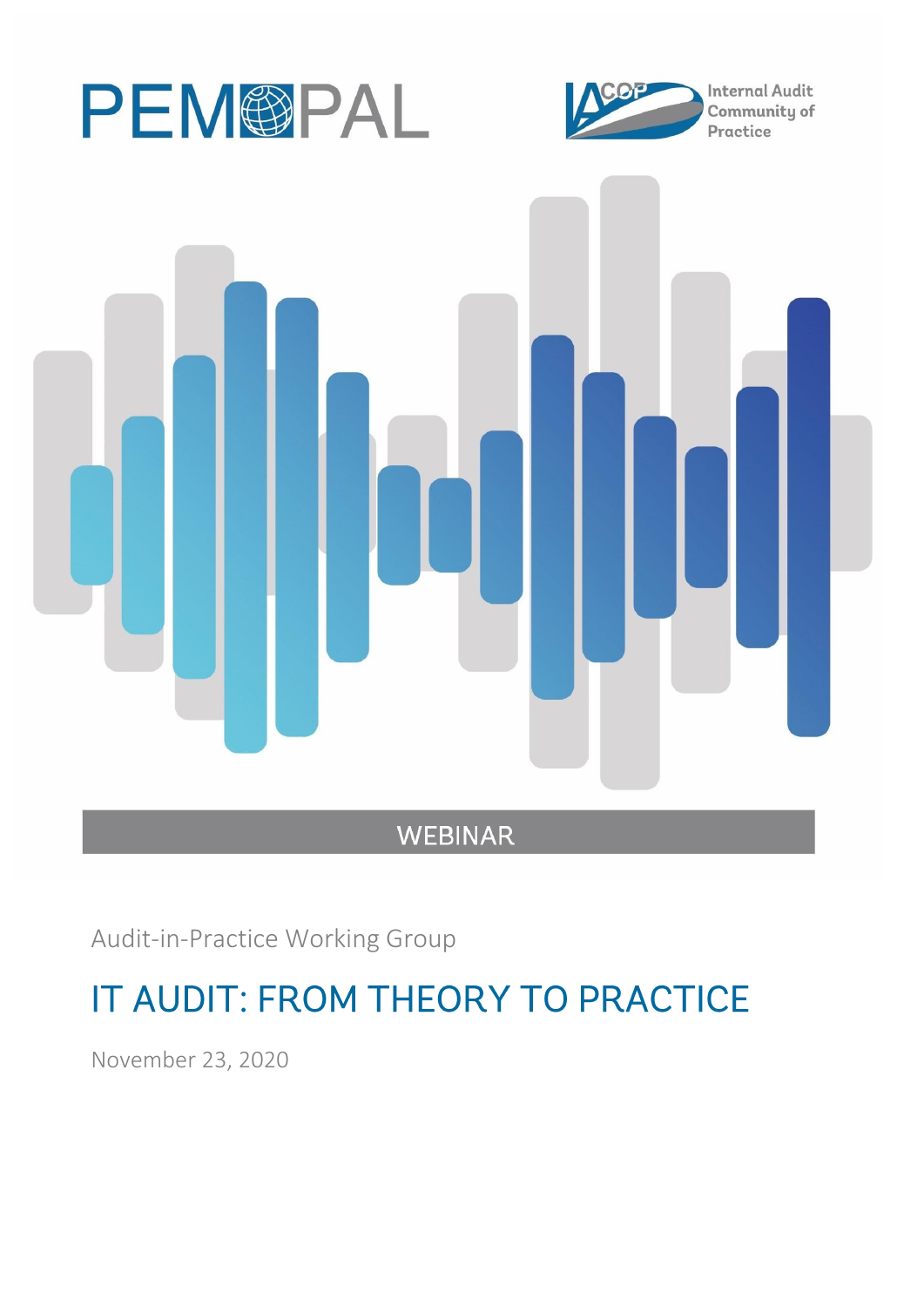PEMPAL

Internal Audit Community of Practice

WEBINAR

Audit-in-Practice Working Group

# IT AUDIT: FROM THEORY TO PRACTICE

November 23, 2020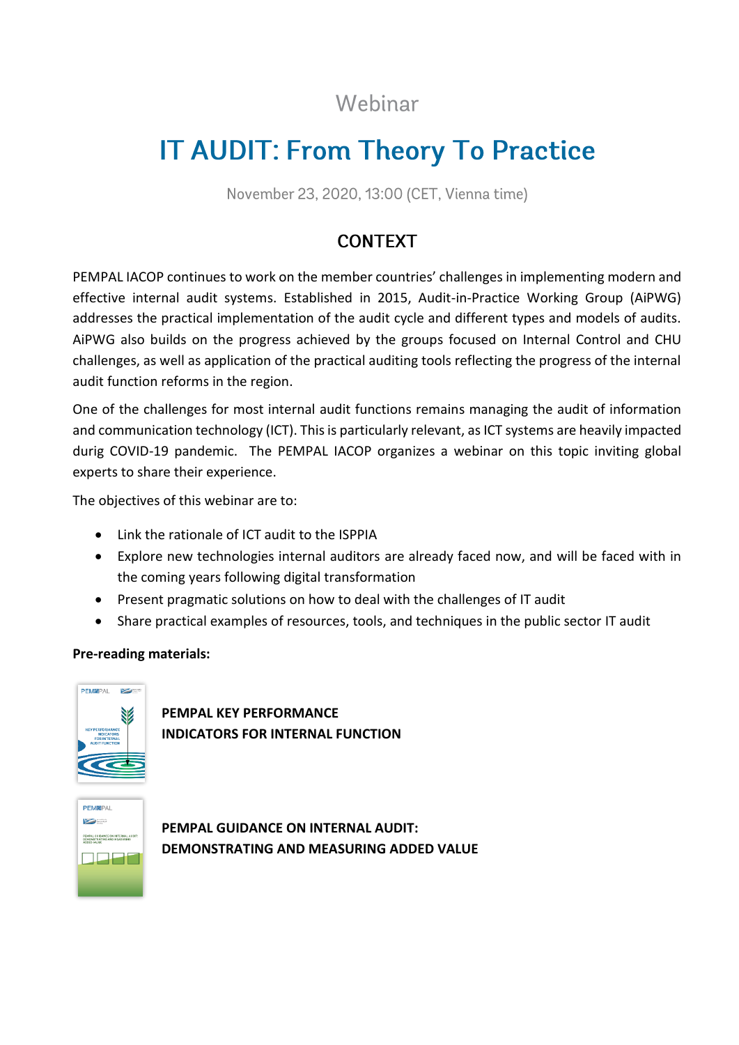Webinar

# IT AUDIT: From Theory To Practice

November 23, 2020, 13:00 (CET, Vienna time)

## CONTEXT

PEMPAL IACOP continues to work on the member countries' challenges in implementing modern and effective internal audit systems. Established in 2015, Audit-in-Practice Working Group (AiPWG) addresses the practical implementation of the audit cycle and different types and models of audits. AiPWG also builds on the progress achieved by the groups focused on Internal Control and CHU challenges, as well as application of the practical auditing tools reflecting the progress of the internal audit function reforms in the region.

One of the challenges for most internal audit functions remains managing the audit of information and communication technology (ICT). This is particularly relevant, as ICT systems are heavily impacted durig COVID-19 pandemic. The PEMPAL IACOP organizes a webinar on this topic inviting global experts to share their experience.

The objectives of this webinar are to:

- Link the rationale of ICT audit to the ISPPIA
- Explore new technologies internal auditors are already faced now, and will be faced with in the coming years following digital transformation
- Present pragmatic solutions on how to deal with the challenges of IT audit
- Share practical examples of resources, tools, and techniques in the public sector IT audit

**Pre-reading materials:**

**PEMPAL KEY PERFORMANCE INDICATORS FOR INTERNAL FUNCTION**

**PEMPAL GUIDANCE ON INTERNAL AUDIT: DEMONSTRATING AND MEASURING ADDED VALUE**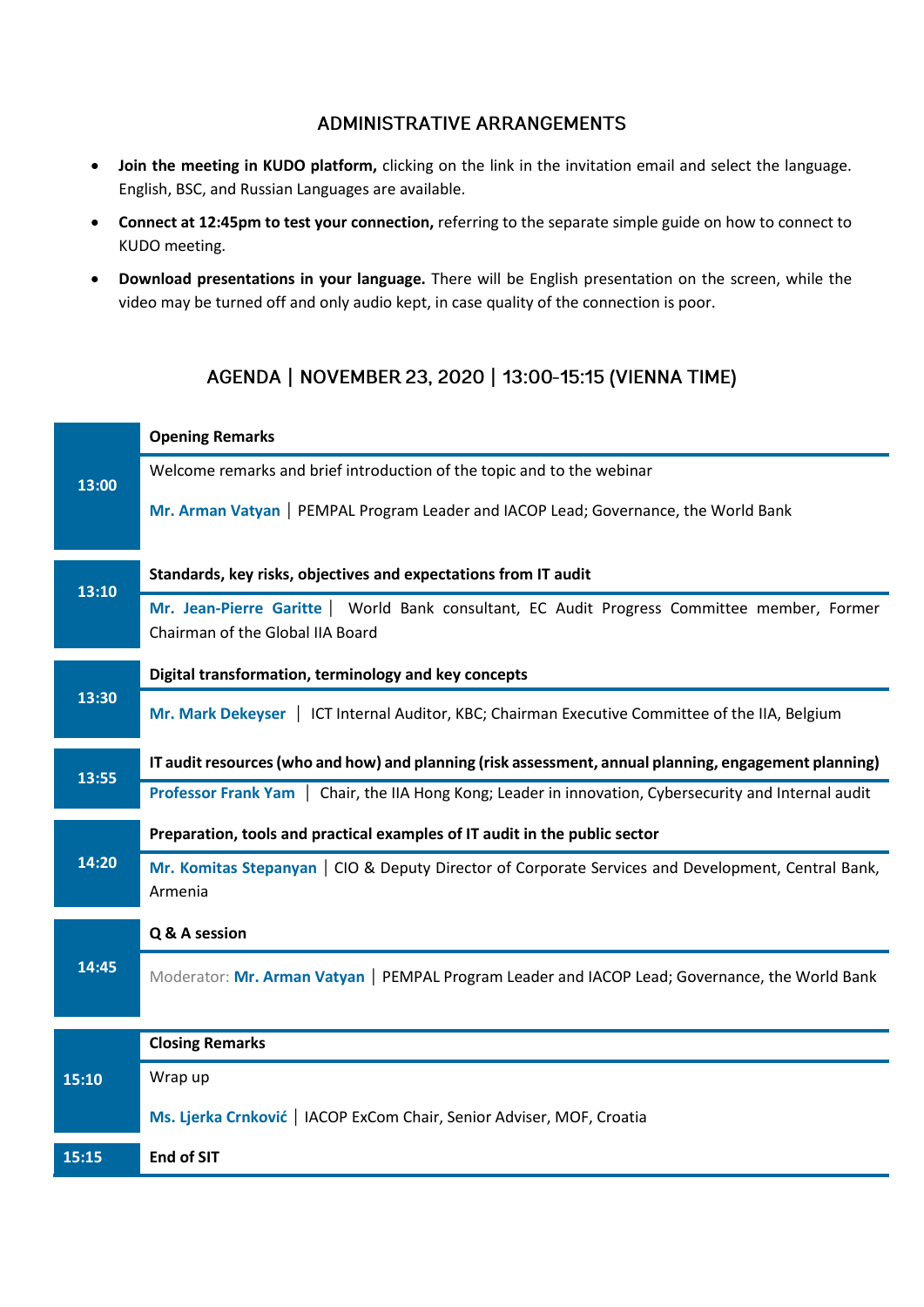## ADMINISTRATIVE ARRANGEMENTS

- **Join the meeting in KUDO platform,** clicking on the link in the invitation email and select the language. English, BSC, and Russian Languages are available.
- **Connect at 12:45pm to test your connection,** referring to the separate simple guide on how to connect to KUDO meeting.
- **Download presentations in your language.** There will be English presentation on the screen, while the video may be turned off and only audio kept, in case quality of the connection is poor.

## AGENDA | NOVEMBER 23, 2020 | 13:00-15:15 (VIENNA TIME)

| Time | Session |
|---|---|
| **13:00** | **Opening Remarks**<br>Welcome remarks and brief introduction of the topic and to the webinar<br>**Mr. Arman Vatyan** \| PEMPAL Program Leader and IACOP Lead; Governance, the World Bank |
| **13:10** | **Standards, key risks, objectives and expectations from IT audit**<br>**Mr. Jean-Pierre Garitte** \| World Bank consultant, EC Audit Progress Committee member, Former Chairman of the Global IIA Board |
| **13:30** | **Digital transformation, terminology and key concepts**<br>**Mr. Mark Dekeyser** \| ICT Internal Auditor, KBC; Chairman Executive Committee of the IIA, Belgium |
| **13:55** | **IT audit resources (who and how) and planning (risk assessment, annual planning, engagement planning)**<br>**Professor Frank Yam** \| Chair, the IIA Hong Kong; Leader in innovation, Cybersecurity and Internal audit |
| **14:20** | **Preparation, tools and practical examples of IT audit in the public sector**<br>**Mr. Komitas Stepanyan** \| CIO & Deputy Director of Corporate Services and Development, Central Bank, Armenia |
| **14:45** | **Q & A session**<br>Moderator: **Mr. Arman Vatyan** \| PEMPAL Program Leader and IACOP Lead; Governance, the World Bank |
| **15:10** | **Closing Remarks**<br>Wrap up<br>**Ms. Ljerka Crnković** \| IACOP ExCom Chair, Senior Adviser, MOF, Croatia |
| **15:15** | **End of SIT** |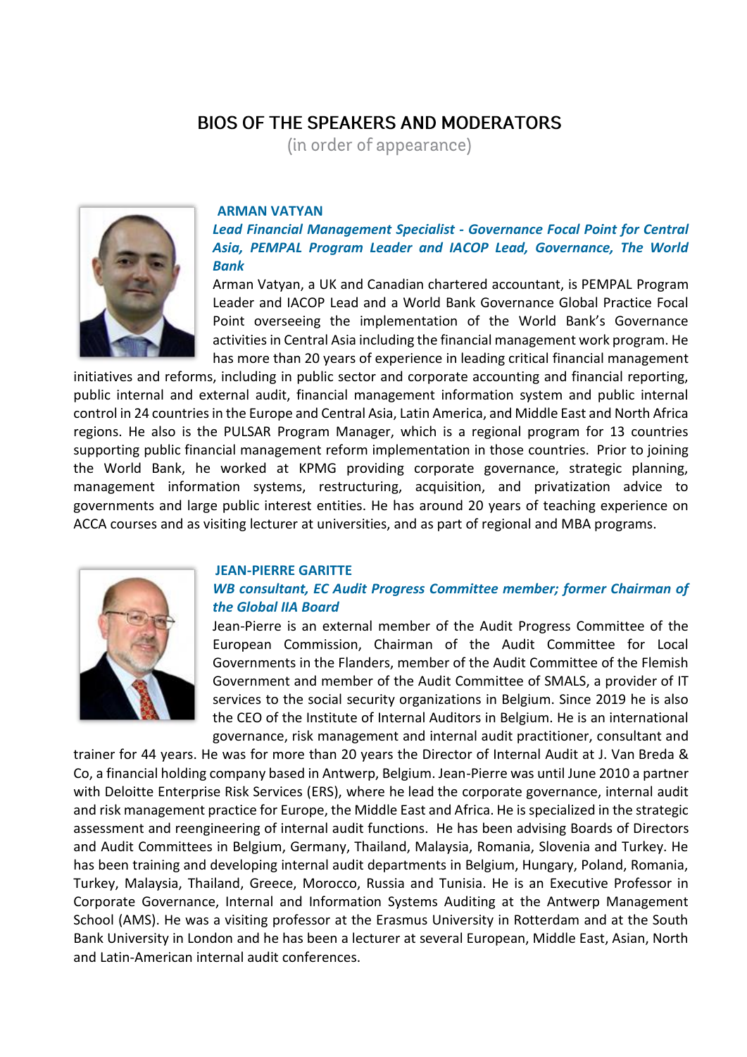# BIOS OF THE SPEAKERS AND MODERATORS

(in order of appearance)

### ARMAN VATYAN

***Lead Financial Management Specialist - Governance Focal Point for Central Asia, PEMPAL Program Leader and IACOP Lead, Governance, The World Bank***

Arman Vatyan, a UK and Canadian chartered accountant, is PEMPAL Program Leader and IACOP Lead and a World Bank Governance Global Practice Focal Point overseeing the implementation of the World Bank's Governance activities in Central Asia including the financial management work program. He has more than 20 years of experience in leading critical financial management initiatives and reforms, including in public sector and corporate accounting and financial reporting, public internal and external audit, financial management information system and public internal control in 24 countries in the Europe and Central Asia, Latin America, and Middle East and North Africa regions. He also is the PULSAR Program Manager, which is a regional program for 13 countries supporting public financial management reform implementation in those countries. Prior to joining the World Bank, he worked at KPMG providing corporate governance, strategic planning, management information systems, restructuring, acquisition, and privatization advice to governments and large public interest entities. He has around 20 years of teaching experience on ACCA courses and as visiting lecturer at universities, and as part of regional and MBA programs.

### JEAN-PIERRE GARITTE

***WB consultant, EC Audit Progress Committee member; former Chairman of the Global IIA Board***

Jean-Pierre is an external member of the Audit Progress Committee of the European Commission, Chairman of the Audit Committee for Local Governments in the Flanders, member of the Audit Committee of the Flemish Government and member of the Audit Committee of SMALS, a provider of IT services to the social security organizations in Belgium. Since 2019 he is also the CEO of the Institute of Internal Auditors in Belgium. He is an international governance, risk management and internal audit practitioner, consultant and trainer for 44 years. He was for more than 20 years the Director of Internal Audit at J. Van Breda & Co, a financial holding company based in Antwerp, Belgium. Jean-Pierre was until June 2010 a partner with Deloitte Enterprise Risk Services (ERS), where he lead the corporate governance, internal audit and risk management practice for Europe, the Middle East and Africa. He is specialized in the strategic assessment and reengineering of internal audit functions. He has been advising Boards of Directors and Audit Committees in Belgium, Germany, Thailand, Malaysia, Romania, Slovenia and Turkey. He has been training and developing internal audit departments in Belgium, Hungary, Poland, Romania, Turkey, Malaysia, Thailand, Greece, Morocco, Russia and Tunisia. He is an Executive Professor in Corporate Governance, Internal and Information Systems Auditing at the Antwerp Management School (AMS). He was a visiting professor at the Erasmus University in Rotterdam and at the South Bank University in London and he has been a lecturer at several European, Middle East, Asian, North and Latin-American internal audit conferences.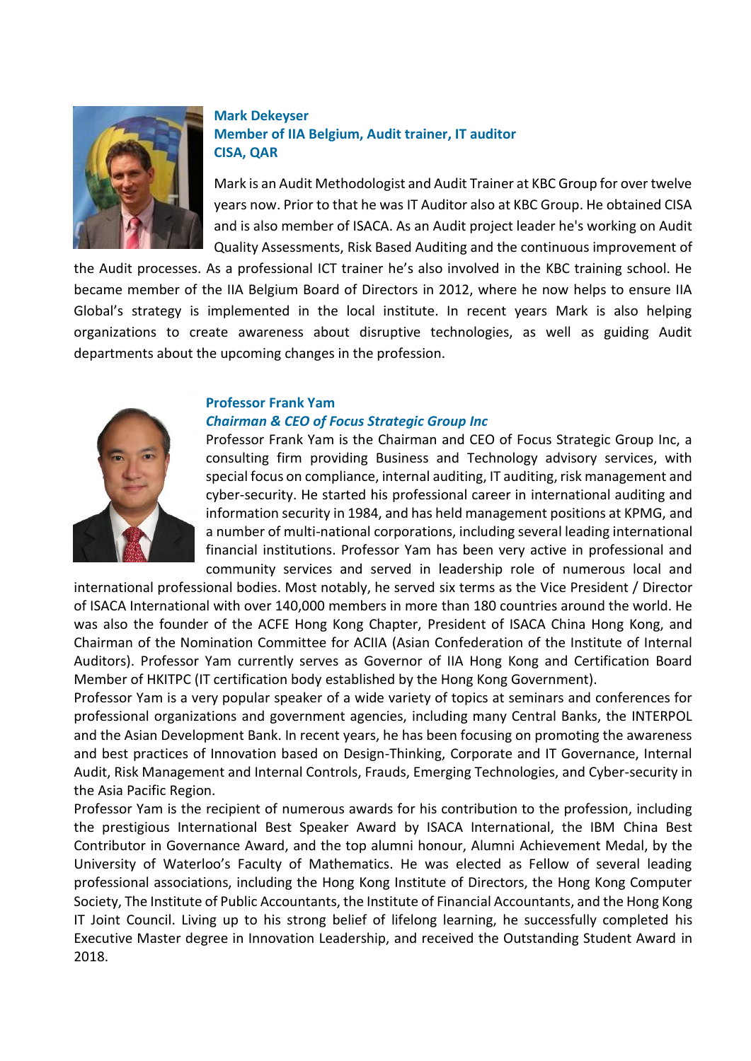**Mark Dekeyser**
**Member of IIA Belgium, Audit trainer, IT auditor**
**CISA, QAR**

Mark is an Audit Methodologist and Audit Trainer at KBC Group for over twelve years now. Prior to that he was IT Auditor also at KBC Group. He obtained CISA and is also member of ISACA. As an Audit project leader he's working on Audit Quality Assessments, Risk Based Auditing and the continuous improvement of the Audit processes. As a professional ICT trainer he's also involved in the KBC training school. He became member of the IIA Belgium Board of Directors in 2012, where he now helps to ensure IIA Global's strategy is implemented in the local institute. In recent years Mark is also helping organizations to create awareness about disruptive technologies, as well as guiding Audit departments about the upcoming changes in the profession.

**Professor Frank Yam**
***Chairman & CEO of Focus Strategic Group Inc***

Professor Frank Yam is the Chairman and CEO of Focus Strategic Group Inc, a consulting firm providing Business and Technology advisory services, with special focus on compliance, internal auditing, IT auditing, risk management and cyber-security. He started his professional career in international auditing and information security in 1984, and has held management positions at KPMG, and a number of multi-national corporations, including several leading international financial institutions. Professor Yam has been very active in professional and community services and served in leadership role of numerous local and international professional bodies. Most notably, he served six terms as the Vice President / Director of ISACA International with over 140,000 members in more than 180 countries around the world. He was also the founder of the ACFE Hong Kong Chapter, President of ISACA China Hong Kong, and Chairman of the Nomination Committee for ACIIA (Asian Confederation of the Institute of Internal Auditors). Professor Yam currently serves as Governor of IIA Hong Kong and Certification Board Member of HKITPC (IT certification body established by the Hong Kong Government).

Professor Yam is a very popular speaker of a wide variety of topics at seminars and conferences for professional organizations and government agencies, including many Central Banks, the INTERPOL and the Asian Development Bank. In recent years, he has been focusing on promoting the awareness and best practices of Innovation based on Design-Thinking, Corporate and IT Governance, Internal Audit, Risk Management and Internal Controls, Frauds, Emerging Technologies, and Cyber-security in the Asia Pacific Region.

Professor Yam is the recipient of numerous awards for his contribution to the profession, including the prestigious International Best Speaker Award by ISACA International, the IBM China Best Contributor in Governance Award, and the top alumni honour, Alumni Achievement Medal, by the University of Waterloo's Faculty of Mathematics. He was elected as Fellow of several leading professional associations, including the Hong Kong Institute of Directors, the Hong Kong Computer Society, The Institute of Public Accountants, the Institute of Financial Accountants, and the Hong Kong IT Joint Council. Living up to his strong belief of lifelong learning, he successfully completed his Executive Master degree in Innovation Leadership, and received the Outstanding Student Award in 2018.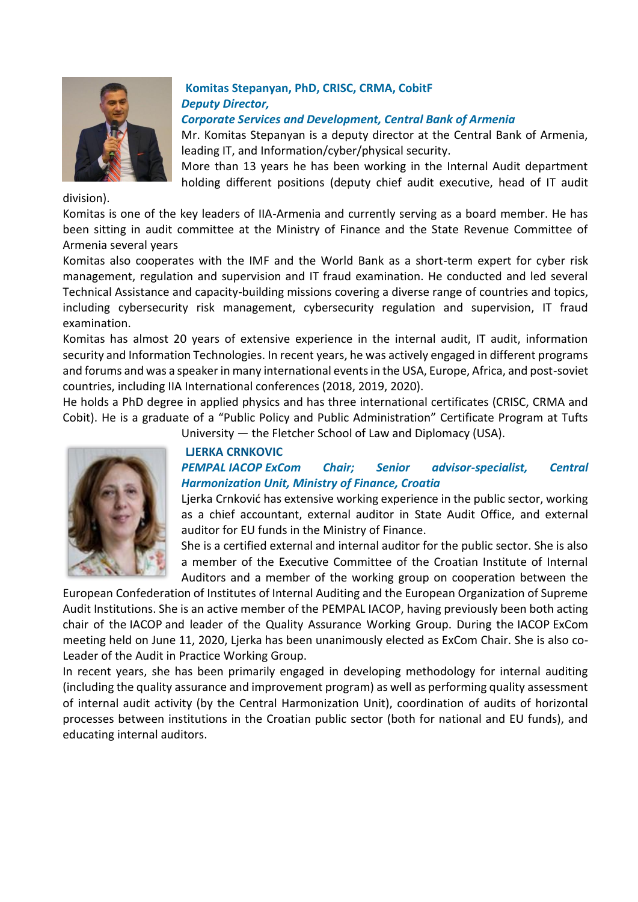**Komitas Stepanyan, PhD, CRISC, CRMA, CobitF**

***Deputy Director,***

***Corporate Services and Development, Central Bank of Armenia***

Mr. Komitas Stepanyan is a deputy director at the Central Bank of Armenia, leading IT, and Information/cyber/physical security.

More than 13 years he has been working in the Internal Audit department holding different positions (deputy chief audit executive, head of IT audit division).

Komitas is one of the key leaders of IIA-Armenia and currently serving as a board member. He has been sitting in audit committee at the Ministry of Finance and the State Revenue Committee of Armenia several years

Komitas also cooperates with the IMF and the World Bank as a short-term expert for cyber risk management, regulation and supervision and IT fraud examination. He conducted and led several Technical Assistance and capacity-building missions covering a diverse range of countries and topics, including cybersecurity risk management, cybersecurity regulation and supervision, IT fraud examination.

Komitas has almost 20 years of extensive experience in the internal audit, IT audit, information security and Information Technologies. In recent years, he was actively engaged in different programs and forums and was a speaker in many international events in the USA, Europe, Africa, and post-soviet countries, including IIA International conferences (2018, 2019, 2020).

He holds a PhD degree in applied physics and has three international certificates (CRISC, CRMA and Cobit). He is a graduate of a "Public Policy and Public Administration" Certificate Program at Tufts University — the Fletcher School of Law and Diplomacy (USA).

**LJERKA CRNKOVIC**

***PEMPAL IACOP ExCom Chair; Senior advisor-specialist, Central Harmonization Unit, Ministry of Finance, Croatia***

Ljerka Crnković has extensive working experience in the public sector, working as a chief accountant, external auditor in State Audit Office, and external auditor for EU funds in the Ministry of Finance.

She is a certified external and internal auditor for the public sector. She is also a member of the Executive Committee of the Croatian Institute of Internal Auditors and a member of the working group on cooperation between the European Confederation of Institutes of Internal Auditing and the European Organization of Supreme Audit Institutions. She is an active member of the PEMPAL IACOP, having previously been both acting chair of the IACOP and leader of the Quality Assurance Working Group. During the IACOP ExCom meeting held on June 11, 2020, Ljerka has been unanimously elected as ExCom Chair. She is also co-Leader of the Audit in Practice Working Group.

In recent years, she has been primarily engaged in developing methodology for internal auditing (including the quality assurance and improvement program) as well as performing quality assessment of internal audit activity (by the Central Harmonization Unit), coordination of audits of horizontal processes between institutions in the Croatian public sector (both for national and EU funds), and educating internal auditors.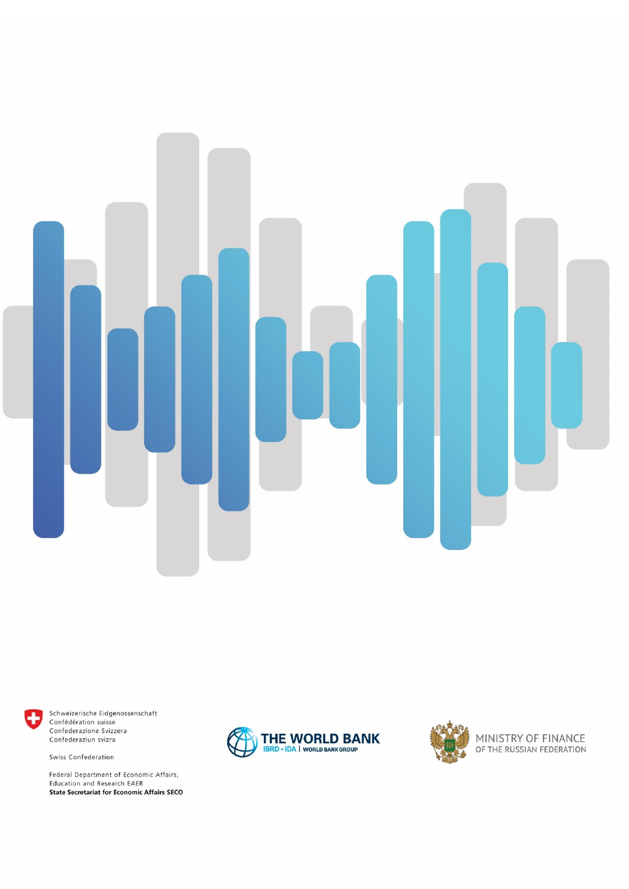Schweizerische Eidgenossenschaft
Confédération suisse
Confederazione Svizzera
Confederaziun svizra

Swiss Confederation

Federal Department of Economic Affairs,
Education and Research EAER
**State Secretariat for Economic Affairs SECO**

THE WORLD BANK
IBRD • IDA | WORLD BANK GROUP

MINISTRY OF FINANCE
OF THE RUSSIAN FEDERATION